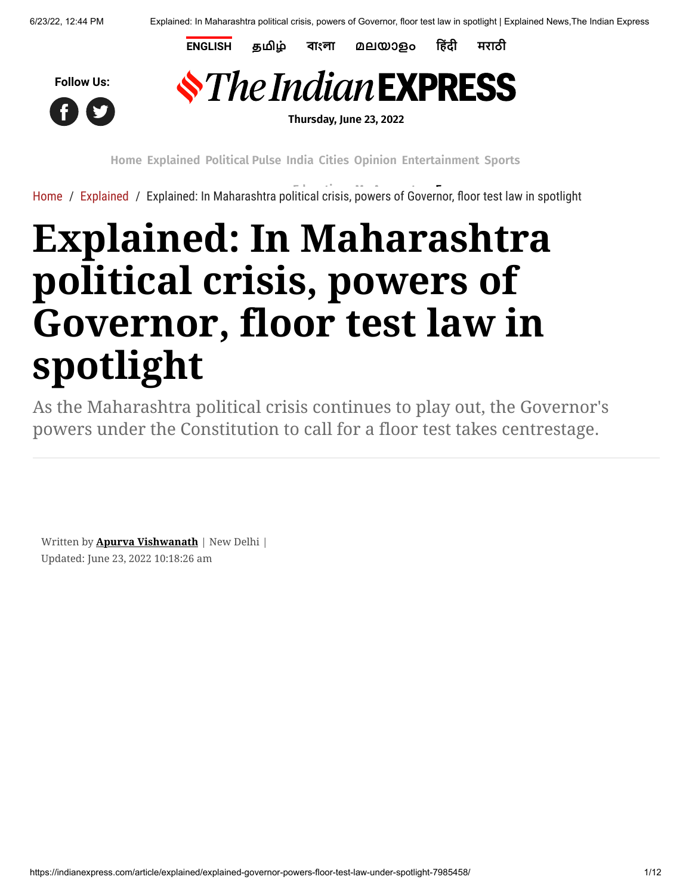# Explained: In Maharashtra political crisis, powers of Governor, floor test law in spotlight

As the Maharashtra political crisis continues to play out, the Governor's powers under the Constitution to call for a floor test takes centrestage.

Written by **Apurva Vishwanath** | New Delhi | Updated: June 23, 2022 10:18:26 am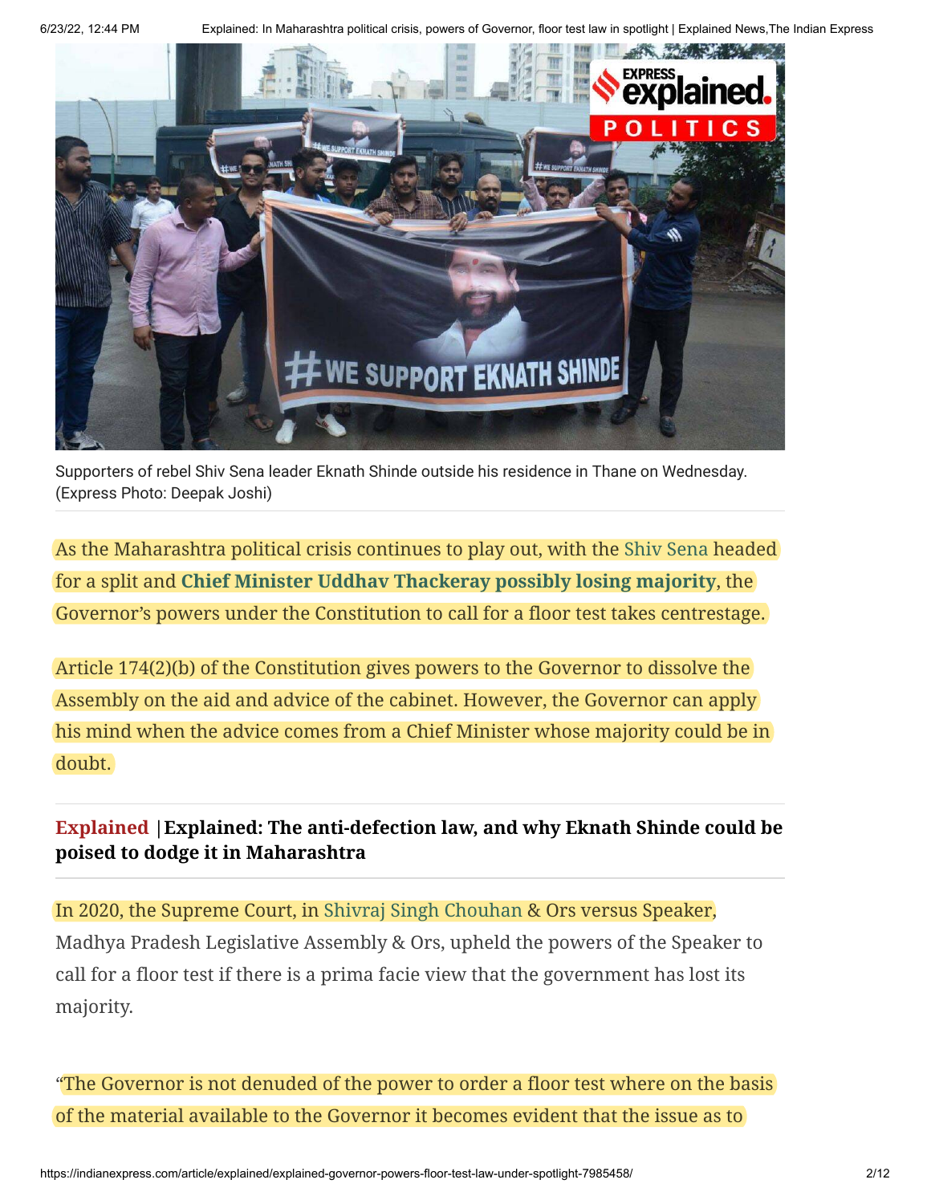Supporters of rebel Shiv Sena leader Eknath Shinde outside his residence in Thane on Wednesday. (Express Photo: Deepak Joshi)

As the Maharashtra political crisis continues to play out, with the Shiv Sena headed for a split and **Chief Minister Uddhav Thackeray possibly losing majority**, the Governor's powers under the Constitution to call for a floor test takes centrestage.

Article 174(2)(b) of the Constitution gives powers to the Governor to dissolve the Assembly on the aid and advice of the cabinet. However, the Governor can apply his mind when the advice comes from a Chief Minister whose majority could be in doubt.

**Explained** | **Explained: The anti-defection law, and why Eknath Shinde could be poised to dodge it in Maharashtra**

In 2020, the Supreme Court, in Shivraj Singh Chouhan & Ors versus Speaker, Madhya Pradesh Legislative Assembly & Ors, upheld the powers of the Speaker to call for a floor test if there is a prima facie view that the government has lost its majority.

"The Governor is not denuded of the power to order a floor test where on the basis of the material available to the Governor it becomes evident that the issue as to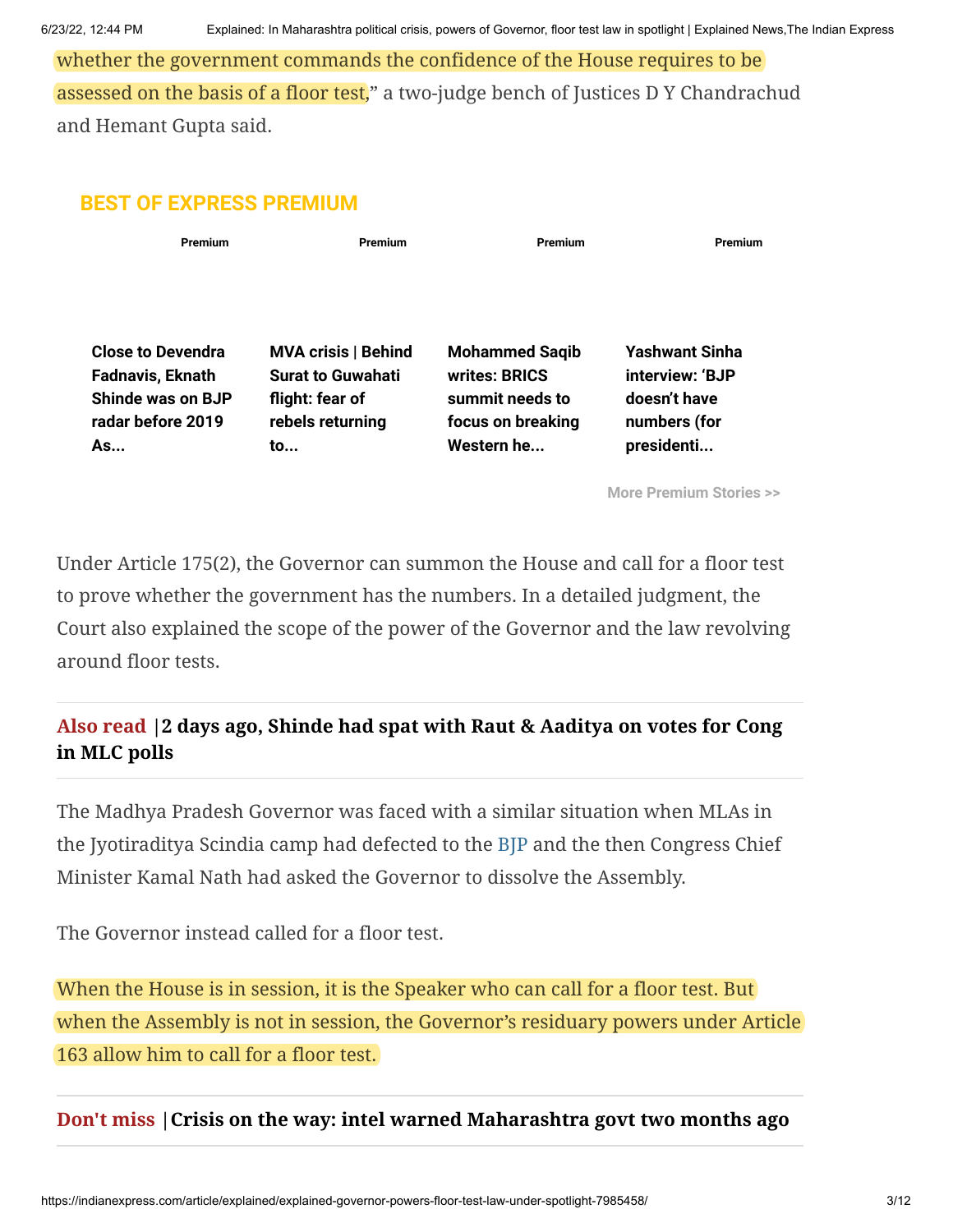whether the government commands the confidence of the House requires to be assessed on the basis of a floor test," a two-judge bench of Justices D Y Chandrachud and Hemant Gupta said.

**BEST OF EXPRESS PREMIUM**

Premium

**Close to Devendra Fadnavis, Eknath Shinde was on BJP radar before 2019 As...**

Premium

**MVA crisis | Behind Surat to Guwahati flight: fear of rebels returning to...**

Premium

**Mohammed Saqib writes: BRICS summit needs to focus on breaking Western he...**

Premium

**Yashwant Sinha interview: 'BJP doesn't have numbers (for presidenti...**

More Premium Stories >>

Under Article 175(2), the Governor can summon the House and call for a floor test to prove whether the government has the numbers. In a detailed judgment, the Court also explained the scope of the power of the Governor and the law revolving around floor tests.

**Also read** | **2 days ago, Shinde had spat with Raut & Aaditya on votes for Cong in MLC polls**

The Madhya Pradesh Governor was faced with a similar situation when MLAs in the Jyotiraditya Scindia camp had defected to the BJP and the then Congress Chief Minister Kamal Nath had asked the Governor to dissolve the Assembly.

The Governor instead called for a floor test.

When the House is in session, it is the Speaker who can call for a floor test. But when the Assembly is not in session, the Governor's residuary powers under Article 163 allow him to call for a floor test.

**Don't miss** | **Crisis on the way: intel warned Maharashtra govt two months ago**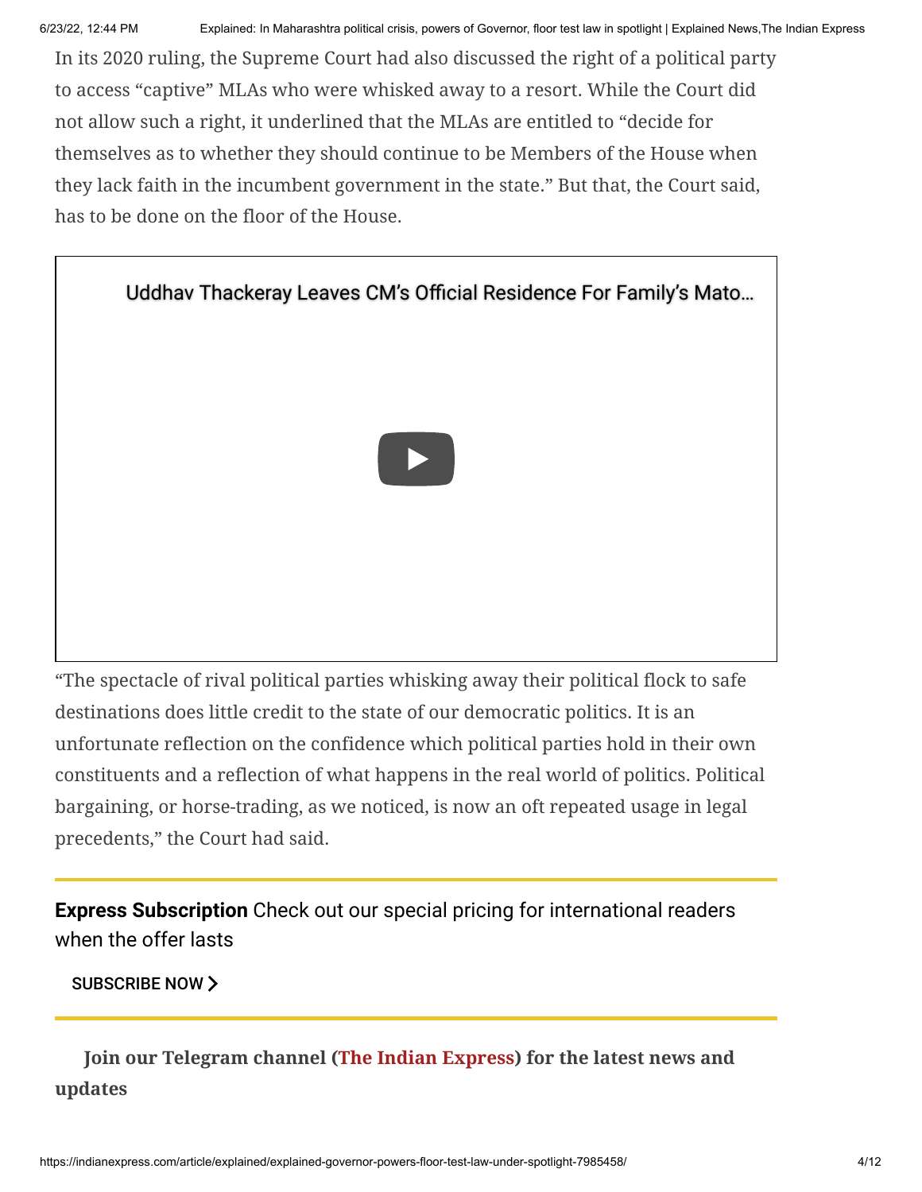In its 2020 ruling, the Supreme Court had also discussed the right of a political party to access "captive" MLAs who were whisked away to a resort. While the Court did not allow such a right, it underlined that the MLAs are entitled to "decide for themselves as to whether they should continue to be Members of the House when they lack faith in the incumbent government in the state." But that, the Court said, has to be done on the floor of the House.

Uddhav Thackeray Leaves CM's Official Residence For Family's Mato...

"The spectacle of rival political parties whisking away their political flock to safe destinations does little credit to the state of our democratic politics. It is an unfortunate reflection on the confidence which political parties hold in their own constituents and a reflection of what happens in the real world of politics. Political bargaining, or horse-trading, as we noticed, is now an oft repeated usage in legal precedents," the Court had said.

**Express Subscription** Check out our special pricing for international readers when the offer lasts

SUBSCRIBE NOW >

**Join our Telegram channel (The Indian Express) for the latest news and updates**